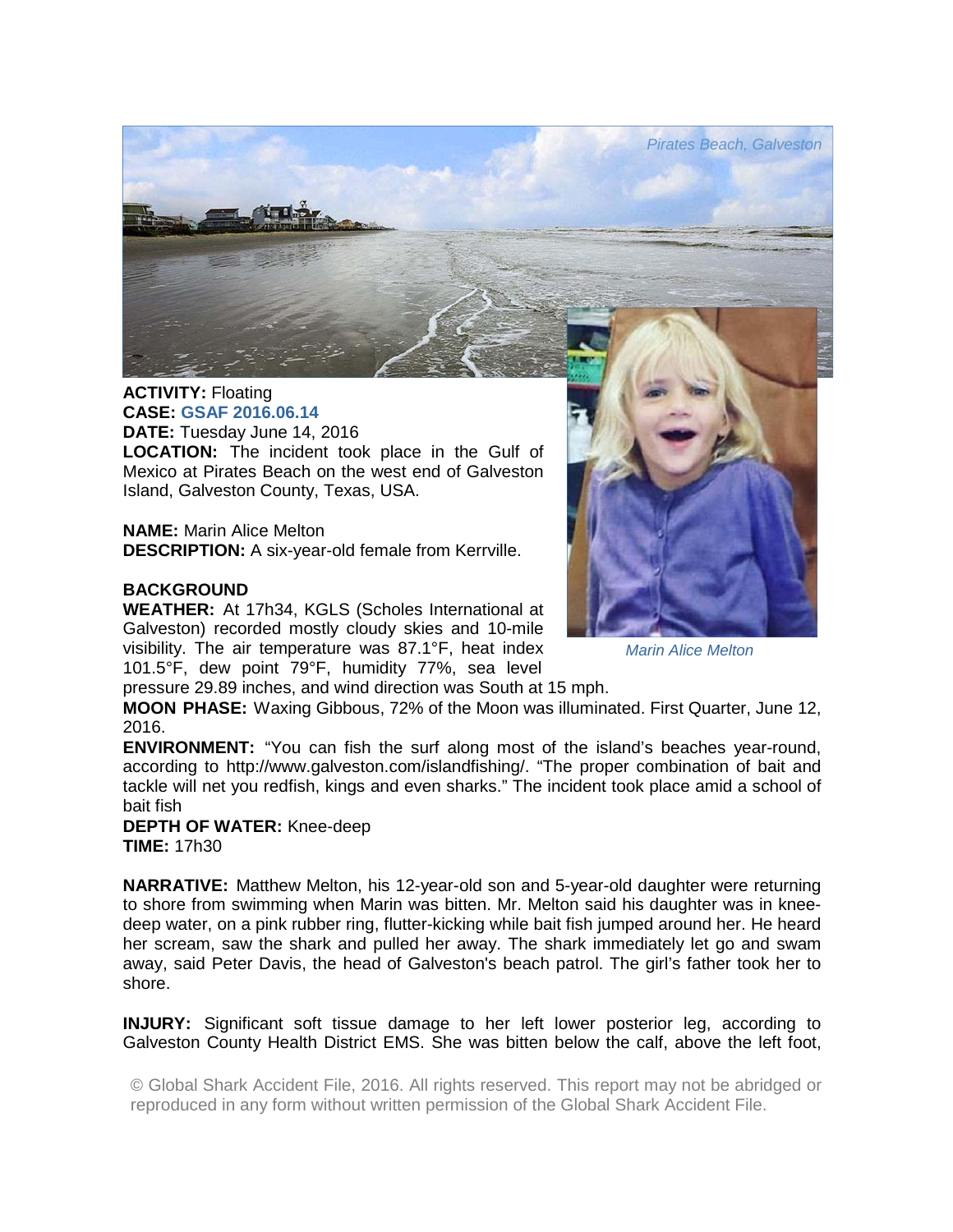*Pirates Beach, Galveston*

**ACTIVITY:** Floating
**CASE:** **GSAF 2016.06.14**
**DATE:** Tuesday June 14, 2016
**LOCATION:** The incident took place in the Gulf of Mexico at Pirates Beach on the west end of Galveston Island, Galveston County, Texas, USA.

**NAME:** Marin Alice Melton
**DESCRIPTION:** A six-year-old female from Kerrville.

*Marin Alice Melton*

**BACKGROUND**
**WEATHER:** At 17h34, KGLS (Scholes International at Galveston) recorded mostly cloudy skies and 10-mile visibility. The air temperature was 87.1°F, heat index 101.5°F, dew point 79°F, humidity 77%, sea level pressure 29.89 inches, and wind direction was South at 15 mph.
**MOON PHASE:** Waxing Gibbous, 72% of the Moon was illuminated. First Quarter, June 12, 2016.
**ENVIRONMENT:** "You can fish the surf along most of the island's beaches year-round, according to http://www.galveston.com/islandfishing/. "The proper combination of bait and tackle will net you redfish, kings and even sharks." The incident took place amid a school of bait fish
**DEPTH OF WATER:** Knee-deep
**TIME:** 17h30

**NARRATIVE:** Matthew Melton, his 12-year-old son and 5-year-old daughter were returning to shore from swimming when Marin was bitten. Mr. Melton said his daughter was in knee-deep water, on a pink rubber ring, flutter-kicking while bait fish jumped around her. He heard her scream, saw the shark and pulled her away. The shark immediately let go and swam away, said Peter Davis, the head of Galveston's beach patrol. The girl's father took her to shore.

**INJURY:** Significant soft tissue damage to her left lower posterior leg, according to Galveston County Health District EMS. She was bitten below the calf, above the left foot,

© Global Shark Accident File, 2016. All rights reserved. This report may not be abridged or reproduced in any form without written permission of the Global Shark Accident File.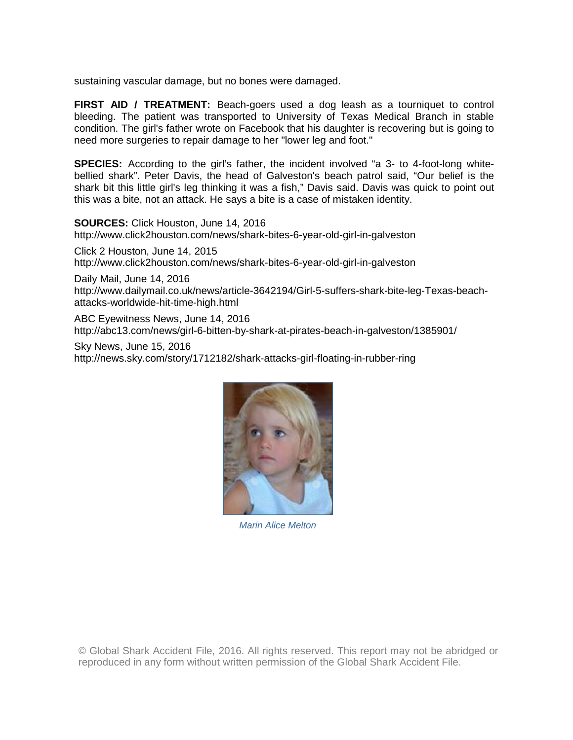sustaining vascular damage, but no bones were damaged.

**FIRST AID / TREATMENT:** Beach-goers used a dog leash as a tourniquet to control bleeding. The patient was transported to University of Texas Medical Branch in stable condition. The girl's father wrote on Facebook that his daughter is recovering but is going to need more surgeries to repair damage to her "lower leg and foot."

**SPECIES:** According to the girl's father, the incident involved "a 3- to 4-foot-long white-bellied shark". Peter Davis, the head of Galveston's beach patrol said, "Our belief is the shark bit this little girl's leg thinking it was a fish," Davis said. Davis was quick to point out this was a bite, not an attack. He says a bite is a case of mistaken identity.

**SOURCES:** Click Houston, June 14, 2016
http://www.click2houston.com/news/shark-bites-6-year-old-girl-in-galveston

Click 2 Houston, June 14, 2015
http://www.click2houston.com/news/shark-bites-6-year-old-girl-in-galveston

Daily Mail, June 14, 2016
http://www.dailymail.co.uk/news/article-3642194/Girl-5-suffers-shark-bite-leg-Texas-beach-attacks-worldwide-hit-time-high.html

ABC Eyewitness News, June 14, 2016
http://abc13.com/news/girl-6-bitten-by-shark-at-pirates-beach-in-galveston/1385901/

Sky News, June 15, 2016
http://news.sky.com/story/1712182/shark-attacks-girl-floating-in-rubber-ring

*Marin Alice Melton*

© Global Shark Accident File, 2016. All rights reserved. This report may not be abridged or reproduced in any form without written permission of the Global Shark Accident File.